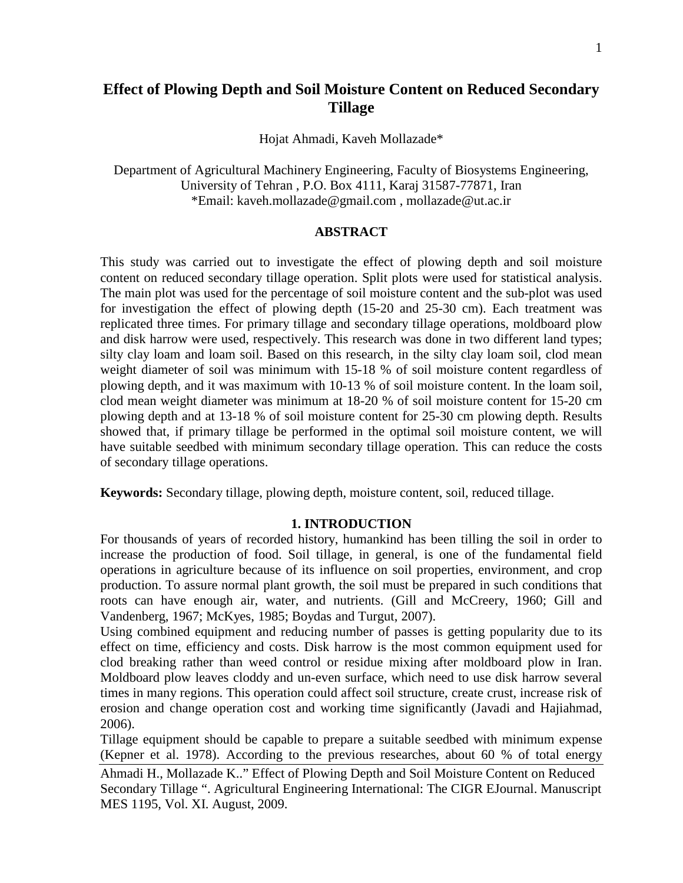# Effect of Plowing Depth and Soil Moisture Content on Reduced Secondary Tillage

Hojat Ahmadi, Kaveh Mollazade*

Department of Agricultural Machinery Engineering, Faculty of Biosystems Engineering, University of Tehran , P.O. Box 4111, Karaj 31587-77871, Iran
*Email: kaveh.mollazade@gmail.com , mollazade@ut.ac.ir

## ABSTRACT

This study was carried out to investigate the effect of plowing depth and soil moisture content on reduced secondary tillage operation. Split plots were used for statistical analysis. The main plot was used for the percentage of soil moisture content and the sub-plot was used for investigation the effect of plowing depth (15-20 and 25-30 cm). Each treatment was replicated three times. For primary tillage and secondary tillage operations, moldboard plow and disk harrow were used, respectively. This research was done in two different land types; silty clay loam and loam soil. Based on this research, in the silty clay loam soil, clod mean weight diameter of soil was minimum with 15-18 % of soil moisture content regardless of plowing depth, and it was maximum with 10-13 % of soil moisture content. In the loam soil, clod mean weight diameter was minimum at 18-20 % of soil moisture content for 15-20 cm plowing depth and at 13-18 % of soil moisture content for 25-30 cm plowing depth. Results showed that, if primary tillage be performed in the optimal soil moisture content, we will have suitable seedbed with minimum secondary tillage operation. This can reduce the costs of secondary tillage operations.

**Keywords:** Secondary tillage, plowing depth, moisture content, soil, reduced tillage.

## 1. INTRODUCTION

For thousands of years of recorded history, humankind has been tilling the soil in order to increase the production of food. Soil tillage, in general, is one of the fundamental field operations in agriculture because of its influence on soil properties, environment, and crop production. To assure normal plant growth, the soil must be prepared in such conditions that roots can have enough air, water, and nutrients. (Gill and McCreery, 1960; Gill and Vandenberg, 1967; McKyes, 1985; Boydas and Turgut, 2007).

Using combined equipment and reducing number of passes is getting popularity due to its effect on time, efficiency and costs. Disk harrow is the most common equipment used for clod breaking rather than weed control or residue mixing after moldboard plow in Iran. Moldboard plow leaves cloddy and un-even surface, which need to use disk harrow several times in many regions. This operation could affect soil structure, create crust, increase risk of erosion and change operation cost and working time significantly (Javadi and Hajiahmad, 2006).

Tillage equipment should be capable to prepare a suitable seedbed with minimum expense (Kepner et al. 1978). According to the previous researches, about 60 % of total energy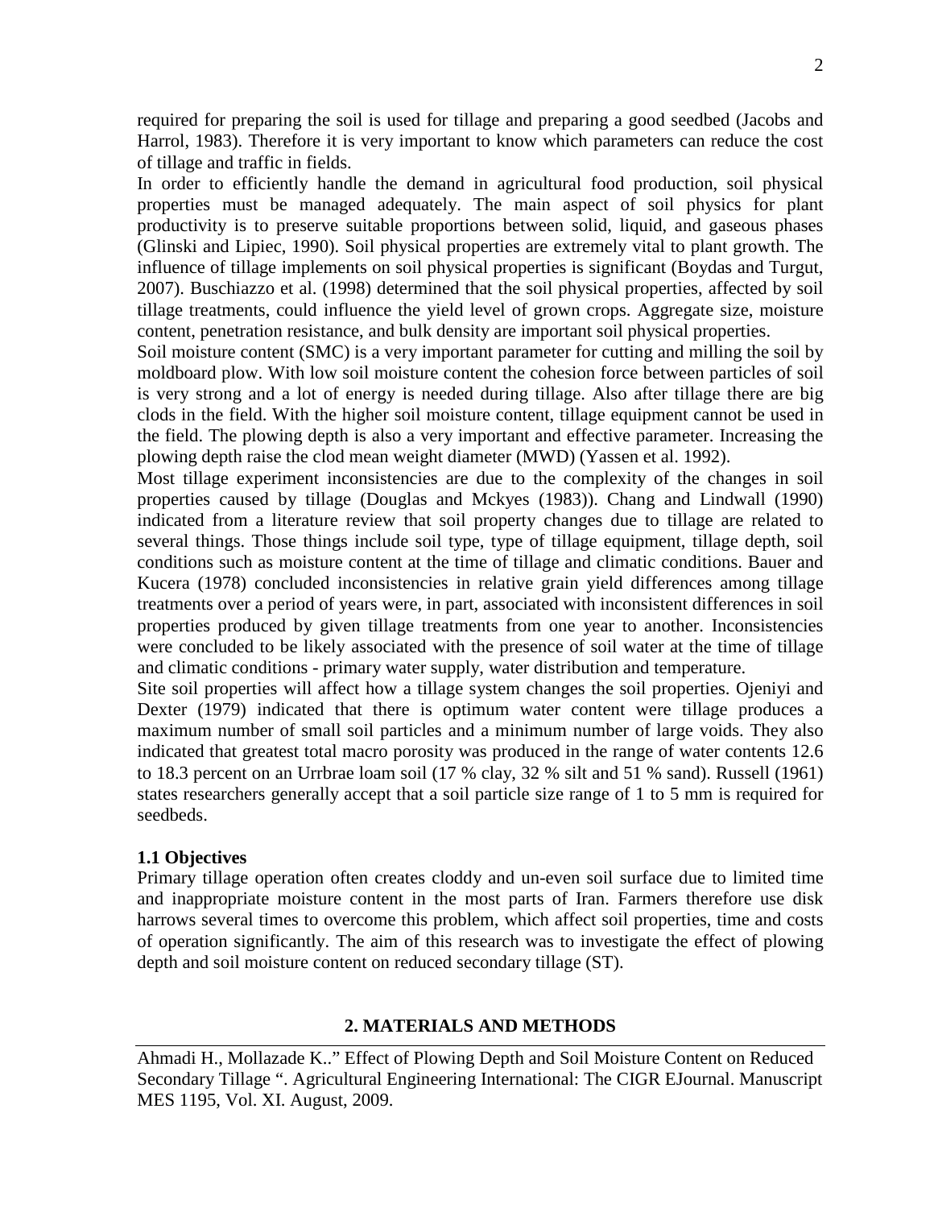required for preparing the soil is used for tillage and preparing a good seedbed (Jacobs and Harrol, 1983). Therefore it is very important to know which parameters can reduce the cost of tillage and traffic in fields.

In order to efficiently handle the demand in agricultural food production, soil physical properties must be managed adequately. The main aspect of soil physics for plant productivity is to preserve suitable proportions between solid, liquid, and gaseous phases (Glinski and Lipiec, 1990). Soil physical properties are extremely vital to plant growth. The influence of tillage implements on soil physical properties is significant (Boydas and Turgut, 2007). Buschiazzo et al. (1998) determined that the soil physical properties, affected by soil tillage treatments, could influence the yield level of grown crops. Aggregate size, moisture content, penetration resistance, and bulk density are important soil physical properties.

Soil moisture content (SMC) is a very important parameter for cutting and milling the soil by moldboard plow. With low soil moisture content the cohesion force between particles of soil is very strong and a lot of energy is needed during tillage. Also after tillage there are big clods in the field. With the higher soil moisture content, tillage equipment cannot be used in the field. The plowing depth is also a very important and effective parameter. Increasing the plowing depth raise the clod mean weight diameter (MWD) (Yassen et al. 1992).

Most tillage experiment inconsistencies are due to the complexity of the changes in soil properties caused by tillage (Douglas and Mckyes (1983)). Chang and Lindwall (1990) indicated from a literature review that soil property changes due to tillage are related to several things. Those things include soil type, type of tillage equipment, tillage depth, soil conditions such as moisture content at the time of tillage and climatic conditions. Bauer and Kucera (1978) concluded inconsistencies in relative grain yield differences among tillage treatments over a period of years were, in part, associated with inconsistent differences in soil properties produced by given tillage treatments from one year to another. Inconsistencies were concluded to be likely associated with the presence of soil water at the time of tillage and climatic conditions - primary water supply, water distribution and temperature.

Site soil properties will affect how a tillage system changes the soil properties. Ojeniyi and Dexter (1979) indicated that there is optimum water content were tillage produces a maximum number of small soil particles and a minimum number of large voids. They also indicated that greatest total macro porosity was produced in the range of water contents 12.6 to 18.3 percent on an Urrbrae loam soil (17 % clay, 32 % silt and 51 % sand). Russell (1961) states researchers generally accept that a soil particle size range of 1 to 5 mm is required for seedbeds.

### 1.1 Objectives

Primary tillage operation often creates cloddy and un-even soil surface due to limited time and inappropriate moisture content in the most parts of Iran. Farmers therefore use disk harrows several times to overcome this problem, which affect soil properties, time and costs of operation significantly. The aim of this research was to investigate the effect of plowing depth and soil moisture content on reduced secondary tillage (ST).

## 2. MATERIALS AND METHODS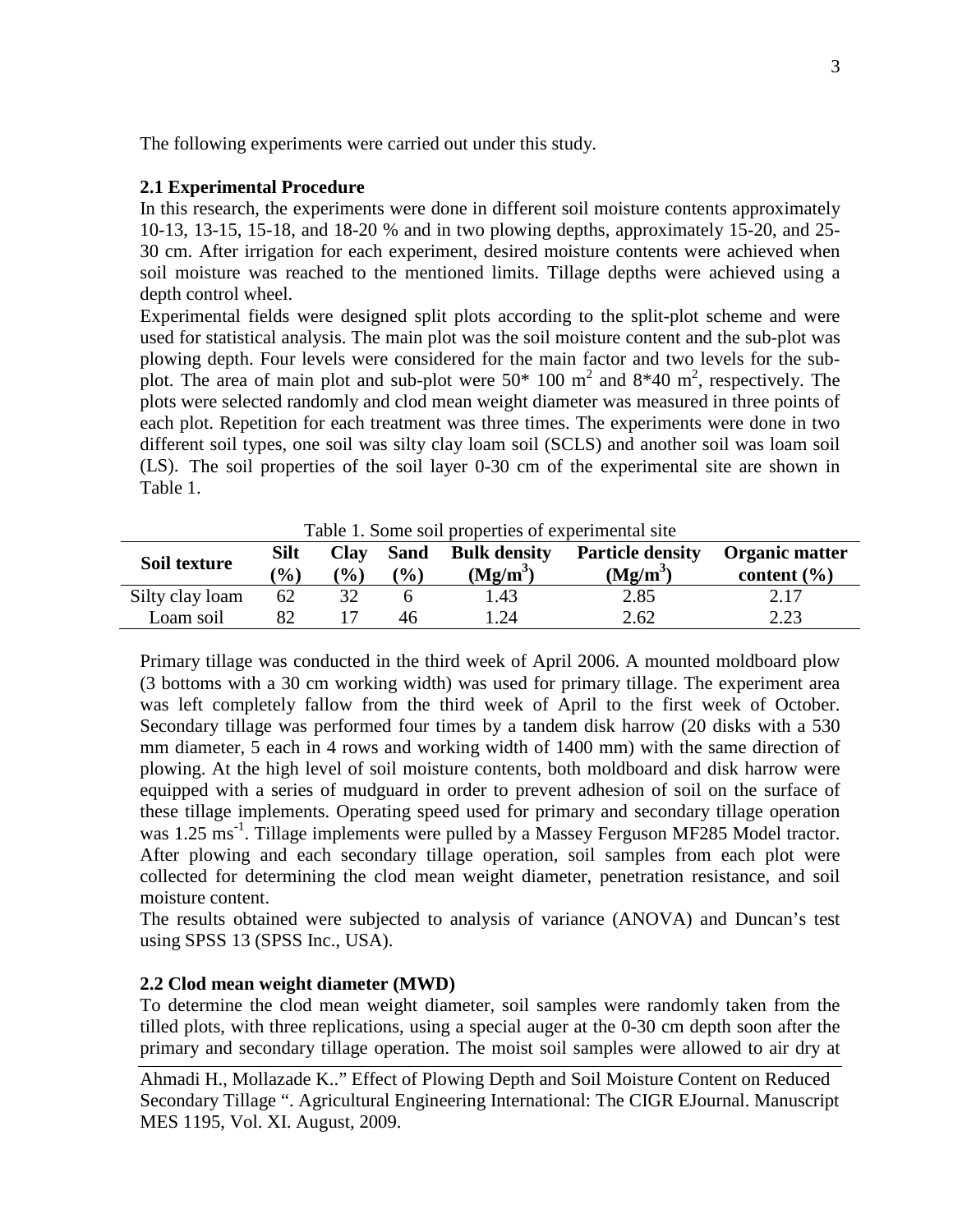The following experiments were carried out under this study.

### 2.1 Experimental Procedure

In this research, the experiments were done in different soil moisture contents approximately 10-13, 13-15, 15-18, and 18-20 % and in two plowing depths, approximately 15-20, and 25-30 cm. After irrigation for each experiment, desired moisture contents were achieved when soil moisture was reached to the mentioned limits. Tillage depths were achieved using a depth control wheel.

Experimental fields were designed split plots according to the split-plot scheme and were used for statistical analysis. The main plot was the soil moisture content and the sub-plot was plowing depth. Four levels were considered for the main factor and two levels for the sub-plot. The area of main plot and sub-plot were 50* 100 $m^2$ and 8*40 $m^2$, respectively. The plots were selected randomly and clod mean weight diameter was measured in three points of each plot. Repetition for each treatment was three times. The experiments were done in two different soil types, one soil was silty clay loam soil (SCLS) and another soil was loam soil (LS). The soil properties of the soil layer 0-30 cm of the experimental site are shown in Table 1.

Table 1. Some soil properties of experimental site

| Soil texture | Silt (%) | Clay (%) | Sand (%) | Bulk density ($Mg/m^3$) | Particle density ($Mg/m^3$) | Organic matter content (%) |
|---|---|---|---|---|---|---|
| Silty clay loam | 62 | 32 | 6 | 1.43 | 2.85 | 2.17 |
| Loam soil | 82 | 17 | 46 | 1.24 | 2.62 | 2.23 |

Primary tillage was conducted in the third week of April 2006. A mounted moldboard plow (3 bottoms with a 30 cm working width) was used for primary tillage. The experiment area was left completely fallow from the third week of April to the first week of October. Secondary tillage was performed four times by a tandem disk harrow (20 disks with a 530 mm diameter, 5 each in 4 rows and working width of 1400 mm) with the same direction of plowing. At the high level of soil moisture contents, both moldboard and disk harrow were equipped with a series of mudguard in order to prevent adhesion of soil on the surface of these tillage implements. Operating speed used for primary and secondary tillage operation was 1.25 $ms^{-1}$. Tillage implements were pulled by a Massey Ferguson MF285 Model tractor. After plowing and each secondary tillage operation, soil samples from each plot were collected for determining the clod mean weight diameter, penetration resistance, and soil moisture content.

The results obtained were subjected to analysis of variance (ANOVA) and Duncan's test using SPSS 13 (SPSS Inc., USA).

### 2.2 Clod mean weight diameter (MWD)

To determine the clod mean weight diameter, soil samples were randomly taken from the tilled plots, with three replications, using a special auger at the 0-30 cm depth soon after the primary and secondary tillage operation. The moist soil samples were allowed to air dry at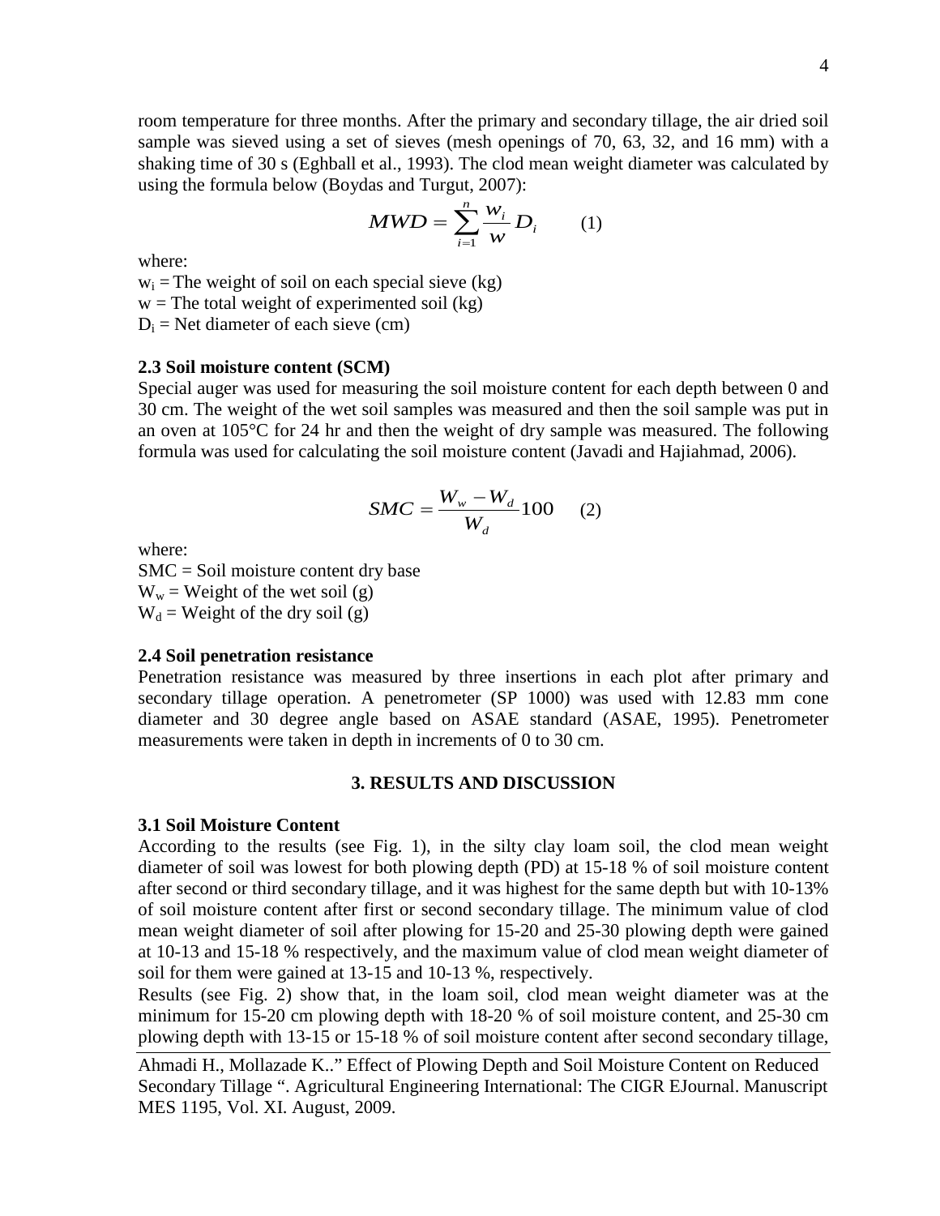room temperature for three months. After the primary and secondary tillage, the air dried soil sample was sieved using a set of sieves (mesh openings of 70, 63, 32, and 16 mm) with a shaking time of 30 s (Eghball et al., 1993). The clod mean weight diameter was calculated by using the formula below (Boydas and Turgut, 2007):

$$MWD = \sum_{i=1}^{n} \frac{w_i}{w} D_i \qquad (1)$$

where:

$w_i$ = The weight of soil on each special sieve (kg)
$w$ = The total weight of experimented soil (kg)
$D_i$ = Net diameter of each sieve (cm)

### 2.3 Soil moisture content (SCM)

Special auger was used for measuring the soil moisture content for each depth between 0 and 30 cm. The weight of the wet soil samples was measured and then the soil sample was put in an oven at 105°C for 24 hr and then the weight of dry sample was measured. The following formula was used for calculating the soil moisture content (Javadi and Hajiahmad, 2006).

$$SMC = \frac{W_w - W_d}{W_d} 100 \qquad (2)$$

where:

SMC = Soil moisture content dry base
$W_w$ = Weight of the wet soil (g)
$W_d$ = Weight of the dry soil (g)

### 2.4 Soil penetration resistance

Penetration resistance was measured by three insertions in each plot after primary and secondary tillage operation. A penetrometer (SP 1000) was used with 12.83 mm cone diameter and 30 degree angle based on ASAE standard (ASAE, 1995). Penetrometer measurements were taken in depth in increments of 0 to 30 cm.

## 3. RESULTS AND DISCUSSION

### 3.1 Soil Moisture Content

According to the results (see Fig. 1), in the silty clay loam soil, the clod mean weight diameter of soil was lowest for both plowing depth (PD) at 15-18 % of soil moisture content after second or third secondary tillage, and it was highest for the same depth but with 10-13% of soil moisture content after first or second secondary tillage. The minimum value of clod mean weight diameter of soil after plowing for 15-20 and 25-30 plowing depth were gained at 10-13 and 15-18 % respectively, and the maximum value of clod mean weight diameter of soil for them were gained at 13-15 and 10-13 %, respectively.

Results (see Fig. 2) show that, in the loam soil, clod mean weight diameter was at the minimum for 15-20 cm plowing depth with 18-20 % of soil moisture content, and 25-30 cm plowing depth with 13-15 or 15-18 % of soil moisture content after second secondary tillage,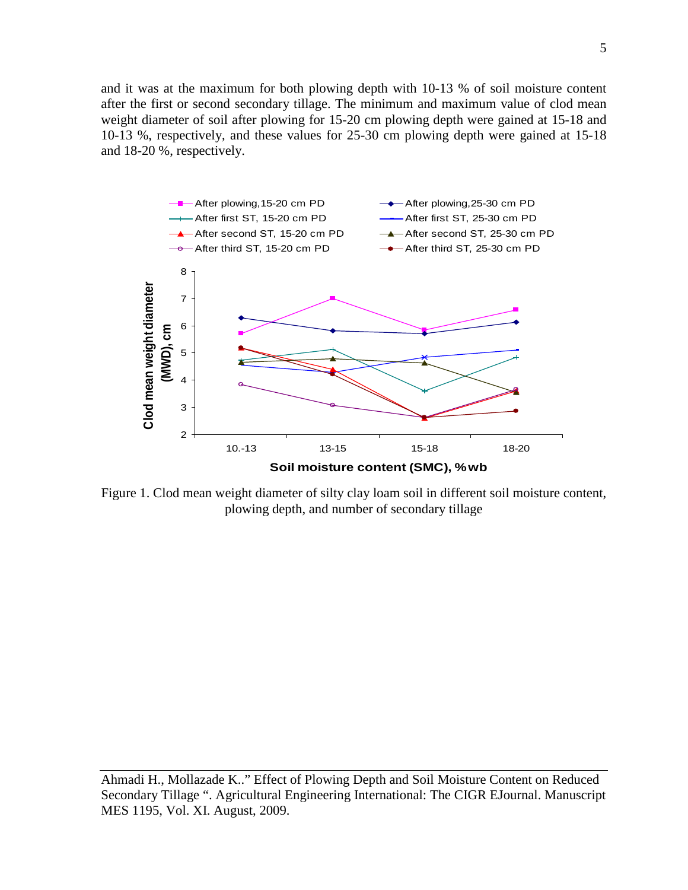and it was at the maximum for both plowing depth with 10-13 % of soil moisture content after the first or second secondary tillage. The minimum and maximum value of clod mean weight diameter of soil after plowing for 15-20 cm plowing depth were gained at 15-18 and 10-13 %, respectively, and these values for 25-30 cm plowing depth were gained at 15-18 and 18-20 %, respectively.

Figure 1. Clod mean weight diameter of silty clay loam soil in different soil moisture content, plowing depth, and number of secondary tillage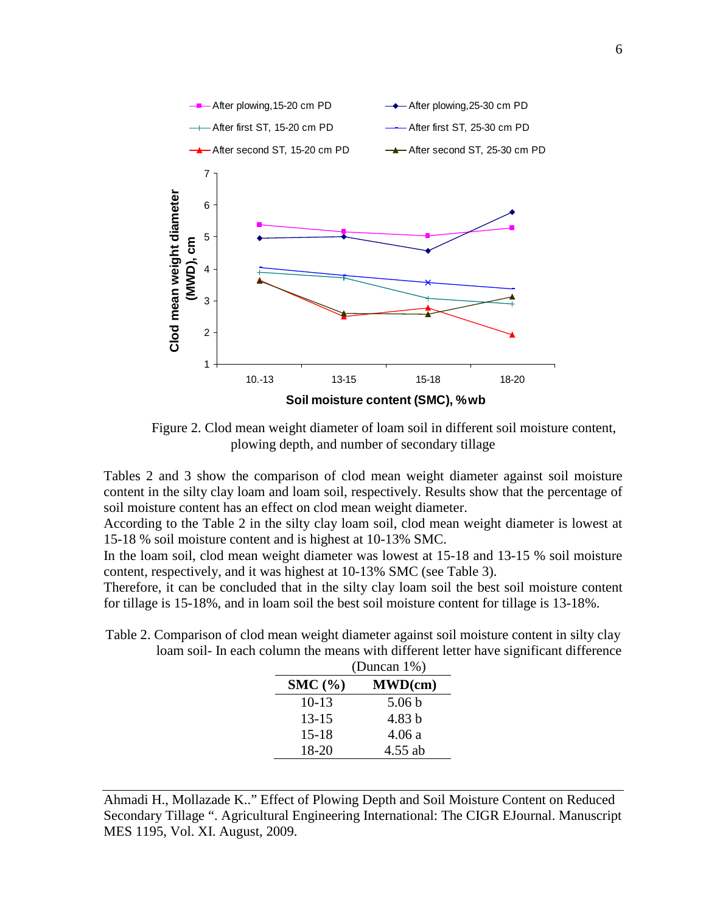Figure 2. Clod mean weight diameter of loam soil in different soil moisture content, plowing depth, and number of secondary tillage

Tables 2 and 3 show the comparison of clod mean weight diameter against soil moisture content in the silty clay loam and loam soil, respectively. Results show that the percentage of soil moisture content has an effect on clod mean weight diameter.

According to the Table 2 in the silty clay loam soil, clod mean weight diameter is lowest at 15-18 % soil moisture content and is highest at 10-13% SMC.

In the loam soil, clod mean weight diameter was lowest at 15-18 and 13-15 % soil moisture content, respectively, and it was highest at 10-13% SMC (see Table 3).

Therefore, it can be concluded that in the silty clay loam soil the best soil moisture content for tillage is 15-18%, and in loam soil the best soil moisture content for tillage is 13-18%.

Table 2. Comparison of clod mean weight diameter against soil moisture content in silty clay loam soil- In each column the means with different letter have significant difference (Duncan 1%)

| SMC (%) | MWD(cm) |
|---|---|
| 10-13 | 5.06 b |
| 13-15 | 4.83 b |
| 15-18 | 4.06 a |
| 18-20 | 4.55 ab |

Ahmadi H., Mollazade K..” Effect of Plowing Depth and Soil Moisture Content on Reduced Secondary Tillage “. Agricultural Engineering International: The CIGR EJournal. Manuscript MES 1195, Vol. XI. August, 2009.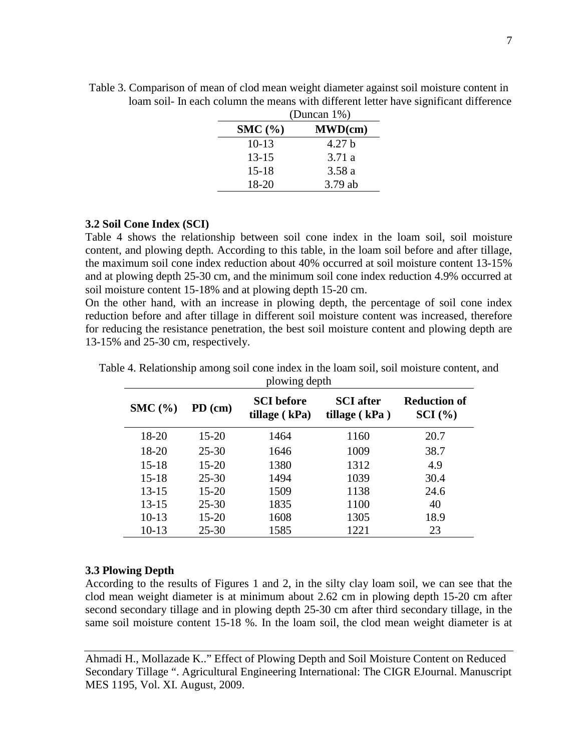Table 3. Comparison of mean of clod mean weight diameter against soil moisture content in loam soil- In each column the means with different letter have significant difference (Duncan 1%)

| SMC (%) | MWD(cm) |
|---|---|
| 10-13 | 4.27 b |
| 13-15 | 3.71 a |
| 15-18 | 3.58 a |
| 18-20 | 3.79 ab |

### 3.2 Soil Cone Index (SCI)

Table 4 shows the relationship between soil cone index in the loam soil, soil moisture content, and plowing depth. According to this table, in the loam soil before and after tillage, the maximum soil cone index reduction about 40% occurred at soil moisture content 13-15% and at plowing depth 25-30 cm, and the minimum soil cone index reduction 4.9% occurred at soil moisture content 15-18% and at plowing depth 15-20 cm.

On the other hand, with an increase in plowing depth, the percentage of soil cone index reduction before and after tillage in different soil moisture content was increased, therefore for reducing the resistance penetration, the best soil moisture content and plowing depth are 13-15% and 25-30 cm, respectively.

Table 4. Relationship among soil cone index in the loam soil, soil moisture content, and plowing depth

| SMC (%) | PD (cm) | SCI before tillage ( kPa) | SCI after tillage ( kPa ) | Reduction of SCI (%) |
|---|---|---|---|---|
| 18-20 | 15-20 | 1464 | 1160 | 20.7 |
| 18-20 | 25-30 | 1646 | 1009 | 38.7 |
| 15-18 | 15-20 | 1380 | 1312 | 4.9 |
| 15-18 | 25-30 | 1494 | 1039 | 30.4 |
| 13-15 | 15-20 | 1509 | 1138 | 24.6 |
| 13-15 | 25-30 | 1835 | 1100 | 40 |
| 10-13 | 15-20 | 1608 | 1305 | 18.9 |
| 10-13 | 25-30 | 1585 | 1221 | 23 |

### 3.3 Plowing Depth

According to the results of Figures 1 and 2, in the silty clay loam soil, we can see that the clod mean weight diameter is at minimum about 2.62 cm in plowing depth 15-20 cm after second secondary tillage and in plowing depth 25-30 cm after third secondary tillage, in the same soil moisture content 15-18 %. In the loam soil, the clod mean weight diameter is at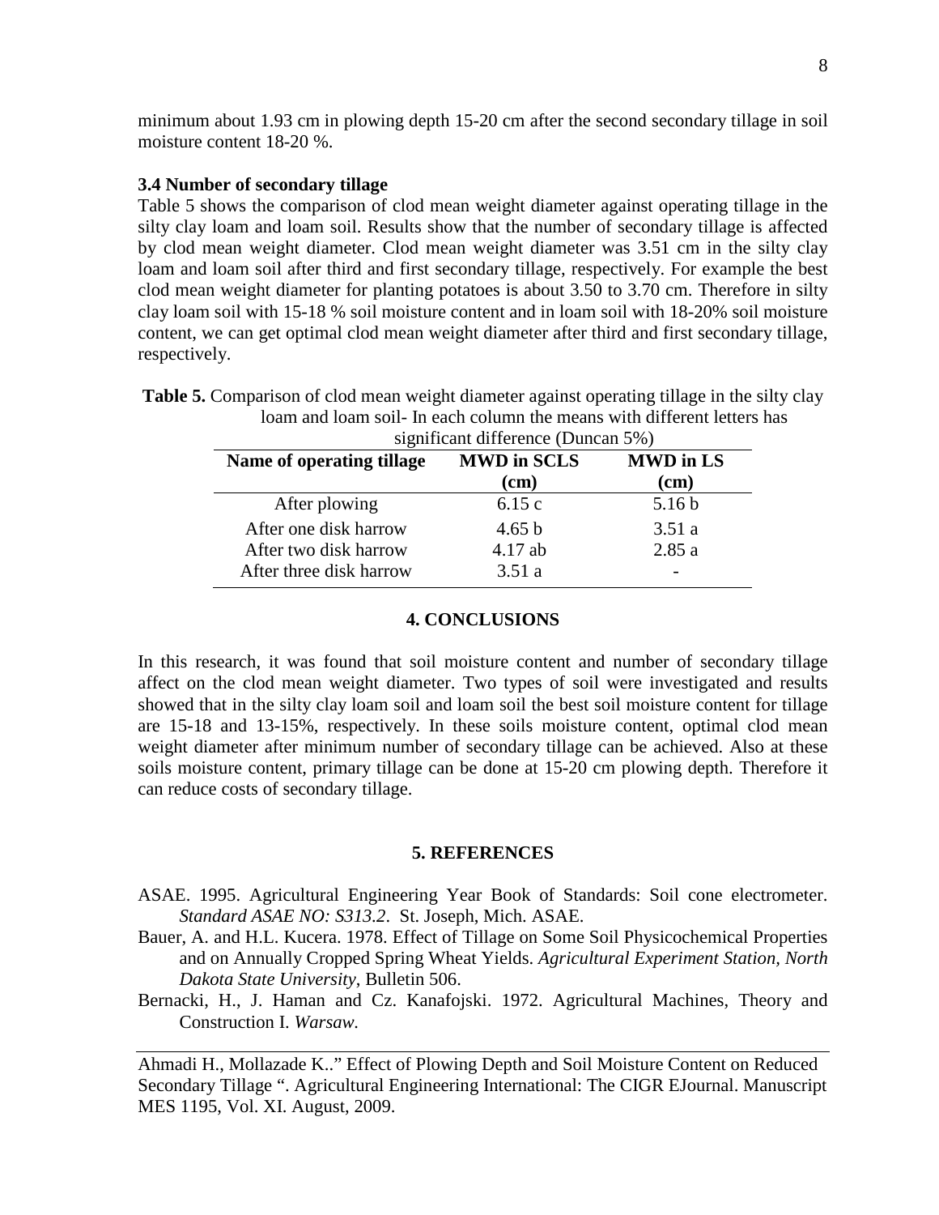minimum about 1.93 cm in plowing depth 15-20 cm after the second secondary tillage in soil moisture content 18-20 %.

### 3.4 Number of secondary tillage

Table 5 shows the comparison of clod mean weight diameter against operating tillage in the silty clay loam and loam soil. Results show that the number of secondary tillage is affected by clod mean weight diameter. Clod mean weight diameter was 3.51 cm in the silty clay loam and loam soil after third and first secondary tillage, respectively. For example the best clod mean weight diameter for planting potatoes is about 3.50 to 3.70 cm. Therefore in silty clay loam soil with 15-18 % soil moisture content and in loam soil with 18-20% soil moisture content, we can get optimal clod mean weight diameter after third and first secondary tillage, respectively.

**Table 5.** Comparison of clod mean weight diameter against operating tillage in the silty clay loam and loam soil- In each column the means with different letters has significant difference (Duncan 5%)

| Name of operating tillage | MWD in SCLS (cm) | MWD in LS (cm) |
|---|---|---|
| After plowing | 6.15 c | 5.16 b |
| After one disk harrow | 4.65 b | 3.51 a |
| After two disk harrow | 4.17 ab | 2.85 a |
| After three disk harrow | 3.51 a | - |

## 4. CONCLUSIONS

In this research, it was found that soil moisture content and number of secondary tillage affect on the clod mean weight diameter. Two types of soil were investigated and results showed that in the silty clay loam soil and loam soil the best soil moisture content for tillage are 15-18 and 13-15%, respectively. In these soils moisture content, optimal clod mean weight diameter after minimum number of secondary tillage can be achieved. Also at these soils moisture content, primary tillage can be done at 15-20 cm plowing depth. Therefore it can reduce costs of secondary tillage.

## 5. REFERENCES

ASAE. 1995. Agricultural Engineering Year Book of Standards: Soil cone electrometer. *Standard ASAE NO: S313.2*. St. Joseph, Mich. ASAE.

Bauer, A. and H.L. Kucera. 1978. Effect of Tillage on Some Soil Physicochemical Properties and on Annually Cropped Spring Wheat Yields. *Agricultural Experiment Station, North Dakota State University*, Bulletin 506.

Bernacki, H., J. Haman and Cz. Kanafojski. 1972. Agricultural Machines, Theory and Construction I. *Warsaw.*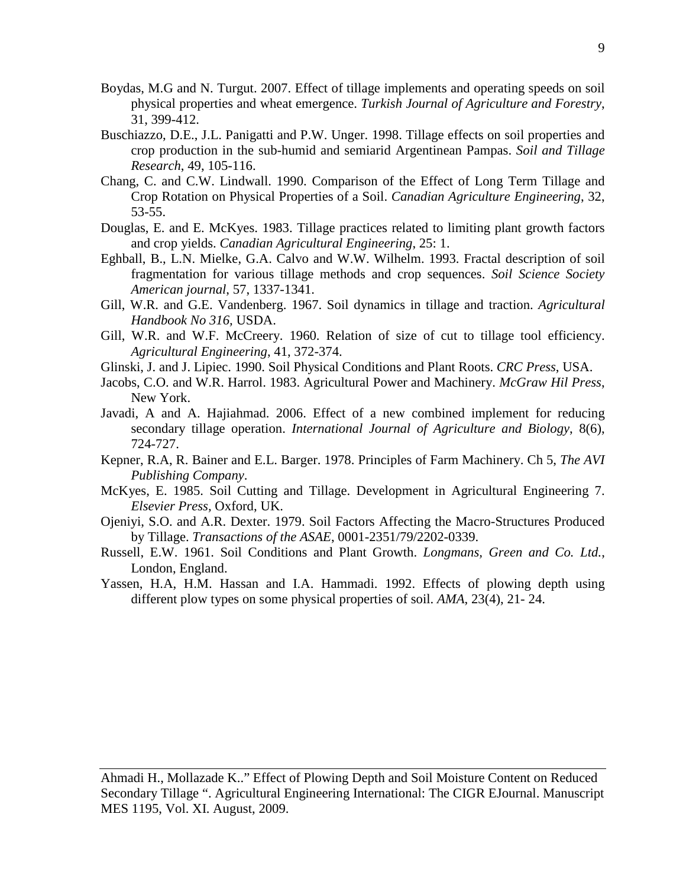Boydas, M.G and N. Turgut. 2007. Effect of tillage implements and operating speeds on soil physical properties and wheat emergence. *Turkish Journal of Agriculture and Forestry*, 31, 399-412.

Buschiazzo, D.E., J.L. Panigatti and P.W. Unger. 1998. Tillage effects on soil properties and crop production in the sub-humid and semiarid Argentinean Pampas. *Soil and Tillage Research*, 49, 105-116.

Chang, C. and C.W. Lindwall. 1990. Comparison of the Effect of Long Term Tillage and Crop Rotation on Physical Properties of a Soil. *Canadian Agriculture Engineering*, 32, 53-55.

Douglas, E. and E. McKyes. 1983. Tillage practices related to limiting plant growth factors and crop yields. *Canadian Agricultural Engineering*, 25: 1.

Eghball, B., L.N. Mielke, G.A. Calvo and W.W. Wilhelm. 1993. Fractal description of soil fragmentation for various tillage methods and crop sequences. *Soil Science Society American journal*, 57, 1337-1341.

Gill, W.R. and G.E. Vandenberg. 1967. Soil dynamics in tillage and traction. *Agricultural Handbook No 316*, USDA.

Gill, W.R. and W.F. McCreery. 1960. Relation of size of cut to tillage tool efficiency. *Agricultural Engineering*, 41, 372-374.

Glinski, J. and J. Lipiec. 1990. Soil Physical Conditions and Plant Roots. *CRC Press*, USA.

Jacobs, C.O. and W.R. Harrol. 1983. Agricultural Power and Machinery. *McGraw Hil Press*, New York.

Javadi, A and A. Hajiahmad. 2006. Effect of a new combined implement for reducing secondary tillage operation. *International Journal of Agriculture and Biology*, 8(6), 724-727.

Kepner, R.A, R. Bainer and E.L. Barger. 1978. Principles of Farm Machinery. Ch 5, *The AVI Publishing Company*.

McKyes, E. 1985. Soil Cutting and Tillage. Development in Agricultural Engineering 7. *Elsevier Press*, Oxford, UK.

Ojeniyi, S.O. and A.R. Dexter. 1979. Soil Factors Affecting the Macro-Structures Produced by Tillage. *Transactions of the ASAE*, 0001-2351/79/2202-0339.

Russell, E.W. 1961. Soil Conditions and Plant Growth. *Longmans, Green and Co. Ltd.*, London, England.

Yassen, H.A, H.M. Hassan and I.A. Hammadi. 1992. Effects of plowing depth using different plow types on some physical properties of soil. *AMA*, 23(4), 21- 24.